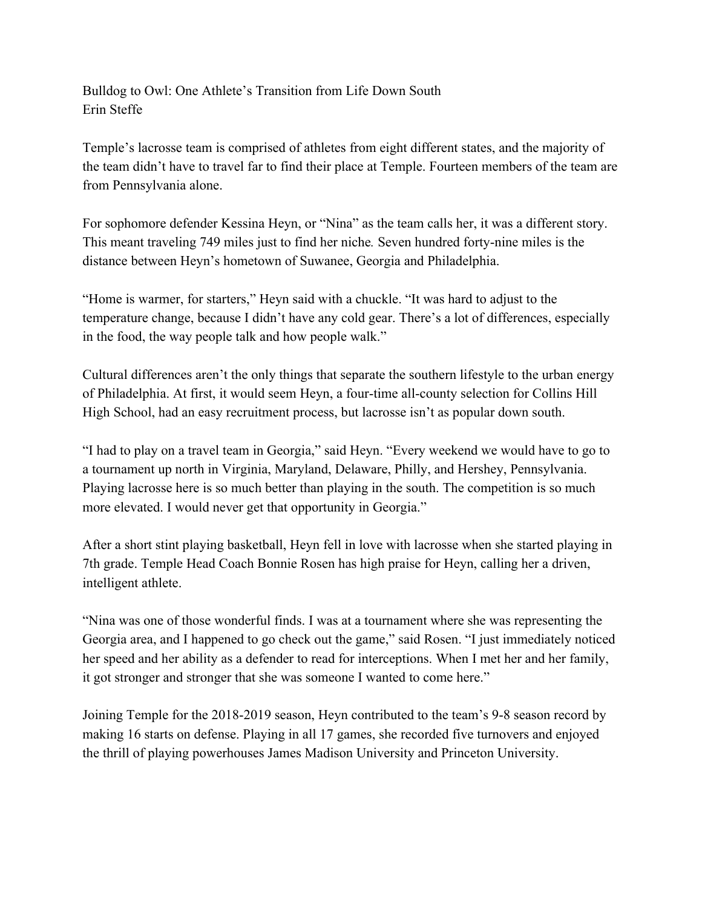# Bulldog to Owl: One Athlete's Transition from Life Down South

Erin Steffe

Temple's lacrosse team is comprised of athletes from eight different states, and the majority of the team didn't have to travel far to find their place at Temple. Fourteen members of the team are from Pennsylvania alone.

For sophomore defender Kessina Heyn, or "Nina" as the team calls her, it was a different story. This meant traveling 749 miles just to find her niche*.* Seven hundred forty-nine miles is the distance between Heyn's hometown of Suwanee, Georgia and Philadelphia.

"Home is warmer, for starters," Heyn said with a chuckle. "It was hard to adjust to the temperature change, because I didn't have any cold gear. There's a lot of differences, especially in the food, the way people talk and how people walk."

Cultural differences aren't the only things that separate the southern lifestyle to the urban energy of Philadelphia. At first, it would seem Heyn, a four-time all-county selection for Collins Hill High School, had an easy recruitment process, but lacrosse isn't as popular down south.

"I had to play on a travel team in Georgia," said Heyn. "Every weekend we would have to go to a tournament up north in Virginia, Maryland, Delaware, Philly, and Hershey, Pennsylvania. Playing lacrosse here is so much better than playing in the south. The competition is so much more elevated. I would never get that opportunity in Georgia."

After a short stint playing basketball, Heyn fell in love with lacrosse when she started playing in 7th grade. Temple Head Coach Bonnie Rosen has high praise for Heyn, calling her a driven, intelligent athlete.

"Nina was one of those wonderful finds. I was at a tournament where she was representing the Georgia area, and I happened to go check out the game," said Rosen. "I just immediately noticed her speed and her ability as a defender to read for interceptions. When I met her and her family, it got stronger and stronger that she was someone I wanted to come here."

Joining Temple for the 2018-2019 season, Heyn contributed to the team's 9-8 season record by making 16 starts on defense. Playing in all 17 games, she recorded five turnovers and enjoyed the thrill of playing powerhouses James Madison University and Princeton University.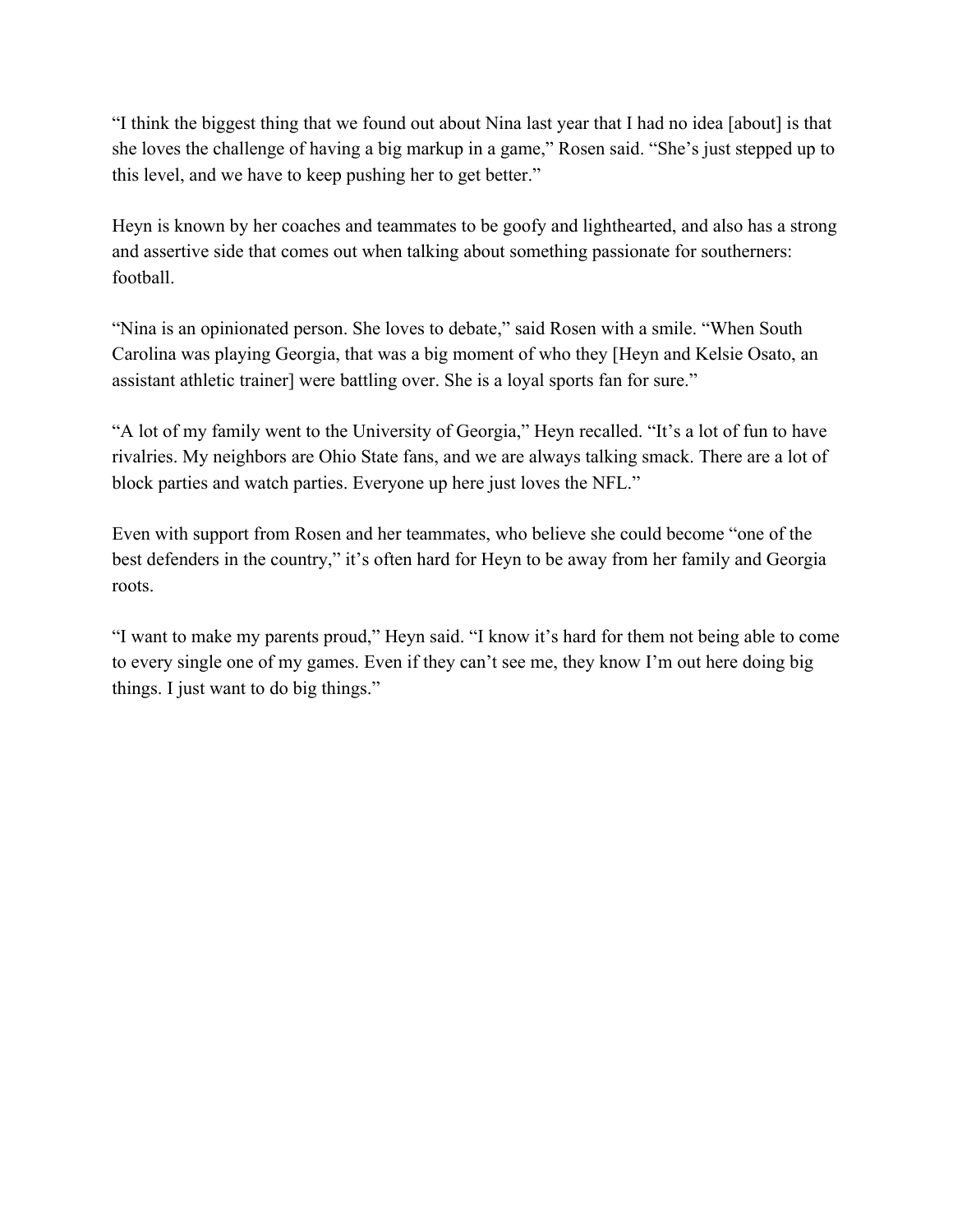"I think the biggest thing that we found out about Nina last year that I had no idea [about] is that she loves the challenge of having a big markup in a game," Rosen said. "She's just stepped up to this level, and we have to keep pushing her to get better."

Heyn is known by her coaches and teammates to be goofy and lighthearted, and also has a strong and assertive side that comes out when talking about something passionate for southerners: football.

"Nina is an opinionated person. She loves to debate," said Rosen with a smile. "When South Carolina was playing Georgia, that was a big moment of who they [Heyn and Kelsie Osato, an assistant athletic trainer] were battling over. She is a loyal sports fan for sure."

"A lot of my family went to the University of Georgia," Heyn recalled. "It's a lot of fun to have rivalries. My neighbors are Ohio State fans, and we are always talking smack. There are a lot of block parties and watch parties. Everyone up here just loves the NFL."

Even with support from Rosen and her teammates, who believe she could become "one of the best defenders in the country," it's often hard for Heyn to be away from her family and Georgia roots.

"I want to make my parents proud," Heyn said. "I know it's hard for them not being able to come to every single one of my games. Even if they can't see me, they know I'm out here doing big things. I just want to do big things."